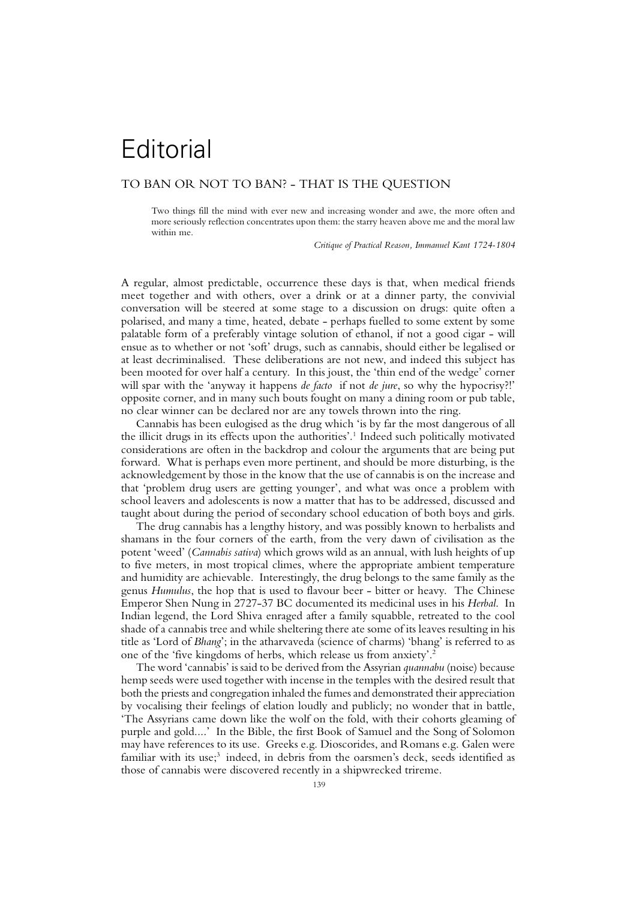# Editorial

## TO BAN OR NOT TO BAN? - THAT IS THE QUESTION

> Two things fill the mind with ever new and increasing wonder and awe, the more often and more seriously reflection concentrates upon them: the starry heaven above me and the moral law within me.
>
> *Critique of Practical Reason, Immanuel Kant 1724-1804*

A regular, almost predictable, occurrence these days is that, when medical friends meet together and with others, over a drink or at a dinner party, the convivial conversation will be steered at some stage to a discussion on drugs: quite often a polarised, and many a time, heated, debate - perhaps fuelled to some extent by some palatable form of a preferably vintage solution of ethanol, if not a good cigar - will ensue as to whether or not 'soft' drugs, such as cannabis, should either be legalised or at least decriminalised. These deliberations are not new, and indeed this subject has been mooted for over half a century. In this joust, the 'thin end of the wedge' corner will spar with the 'anyway it happens *de facto* if not *de jure*, so why the hypocrisy?!' opposite corner, and in many such bouts fought on many a dining room or pub table, no clear winner can be declared nor are any towels thrown into the ring.

Cannabis has been eulogised as the drug which 'is by far the most dangerous of all the illicit drugs in its effects upon the authorities'.[1] Indeed such politically motivated considerations are often in the backdrop and colour the arguments that are being put forward. What is perhaps even more pertinent, and should be more disturbing, is the acknowledgement by those in the know that the use of cannabis is on the increase and that 'problem drug users are getting younger', and what was once a problem with school leavers and adolescents is now a matter that has to be addressed, discussed and taught about during the period of secondary school education of both boys and girls.

The drug cannabis has a lengthy history, and was possibly known to herbalists and shamans in the four corners of the earth, from the very dawn of civilisation as the potent 'weed' (*Cannabis sativa*) which grows wild as an annual, with lush heights of up to five meters, in most tropical climes, where the appropriate ambient temperature and humidity are achievable. Interestingly, the drug belongs to the same family as the genus *Humulus*, the hop that is used to flavour beer - bitter or heavy. The Chinese Emperor Shen Nung in 2727-37 BC documented its medicinal uses in his *Herbal*. In Indian legend, the Lord Shiva enraged after a family squabble, retreated to the cool shade of a cannabis tree and while sheltering there ate some of its leaves resulting in his title as 'Lord of *Bhang*'; in the atharvaveda (science of charms) 'bhang' is referred to as one of the 'five kingdoms of herbs, which release us from anxiety'.[2]

The word 'cannabis' is said to be derived from the Assyrian *quannabu* (noise) because hemp seeds were used together with incense in the temples with the desired result that both the priests and congregation inhaled the fumes and demonstrated their appreciation by vocalising their feelings of elation loudly and publicly; no wonder that in battle, 'The Assyrians came down like the wolf on the fold, with their cohorts gleaming of purple and gold....' In the Bible, the first Book of Samuel and the Song of Solomon may have references to its use. Greeks e.g. Dioscorides, and Romans e.g. Galen were familiar with its use;[3] indeed, in debris from the oarsmen's deck, seeds identified as those of cannabis were discovered recently in a shipwrecked trireme.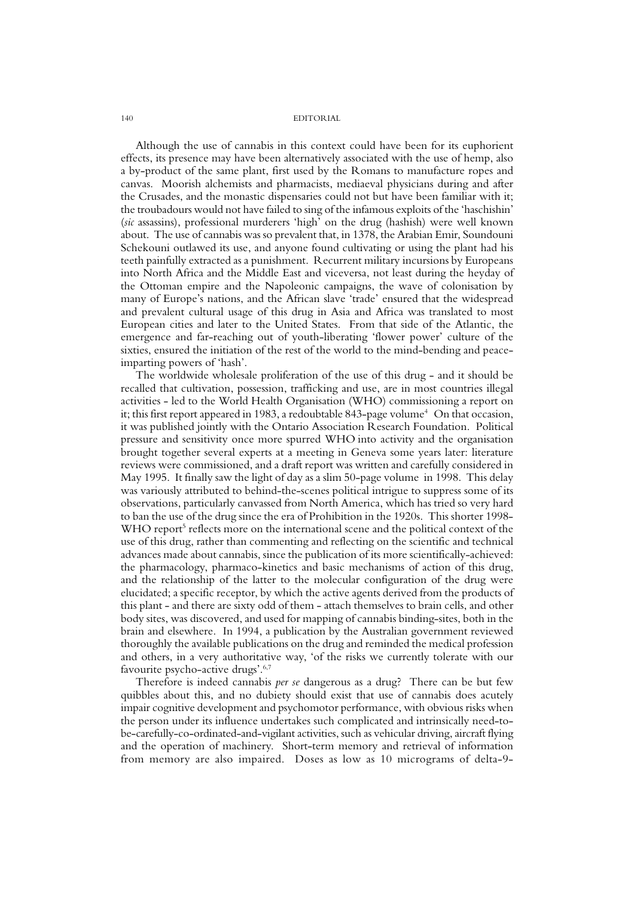Although the use of cannabis in this context could have been for its euphorient effects, its presence may have been alternatively associated with the use of hemp, also a by-product of the same plant, first used by the Romans to manufacture ropes and canvas. Moorish alchemists and pharmacists, mediaeval physicians during and after the Crusades, and the monastic dispensaries could not but have been familiar with it; the troubadours would not have failed to sing of the infamous exploits of the 'haschishin' (*sic* assassins), professional murderers 'high' on the drug (hashish) were well known about. The use of cannabis was so prevalent that, in 1378, the Arabian Emir, Soundouni Schekouni outlawed its use, and anyone found cultivating or using the plant had his teeth painfully extracted as a punishment. Recurrent military incursions by Europeans into North Africa and the Middle East and viceversa, not least during the heyday of the Ottoman empire and the Napoleonic campaigns, the wave of colonisation by many of Europe's nations, and the African slave 'trade' ensured that the widespread and prevalent cultural usage of this drug in Asia and Africa was translated to most European cities and later to the United States. From that side of the Atlantic, the emergence and far-reaching out of youth-liberating 'flower power' culture of the sixties, ensured the initiation of the rest of the world to the mind-bending and peace-imparting powers of 'hash'.

The worldwide wholesale proliferation of the use of this drug - and it should be recalled that cultivation, possession, trafficking and use, are in most countries illegal activities - led to the World Health Organisation (WHO) commissioning a report on it; this first report appeared in 1983, a redoubtable 843-page volume[4] On that occasion, it was published jointly with the Ontario Association Research Foundation. Political pressure and sensitivity once more spurred WHO into activity and the organisation brought together several experts at a meeting in Geneva some years later: literature reviews were commissioned, and a draft report was written and carefully considered in May 1995. It finally saw the light of day as a slim 50-page volume in 1998. This delay was variously attributed to behind-the-scenes political intrigue to suppress some of its observations, particularly canvassed from North America, which has tried so very hard to ban the use of the drug since the era of Prohibition in the 1920s. This shorter 1998-WHO report[5] reflects more on the international scene and the political context of the use of this drug, rather than commenting and reflecting on the scientific and technical advances made about cannabis, since the publication of its more scientifically-achieved: the pharmacology, pharmaco-kinetics and basic mechanisms of action of this drug, and the relationship of the latter to the molecular configuration of the drug were elucidated; a specific receptor, by which the active agents derived from the products of this plant - and there are sixty odd of them - attach themselves to brain cells, and other body sites, was discovered, and used for mapping of cannabis binding-sites, both in the brain and elsewhere. In 1994, a publication by the Australian government reviewed thoroughly the available publications on the drug and reminded the medical profession and others, in a very authoritative way, 'of the risks we currently tolerate with our favourite psycho-active drugs'.[6,7]

Therefore is indeed cannabis *per se* dangerous as a drug? There can be but few quibbles about this, and no dubiety should exist that use of cannabis does acutely impair cognitive development and psychomotor performance, with obvious risks when the person under its influence undertakes such complicated and intrinsically need-to-be-carefully-co-ordinated-and-vigilant activities, such as vehicular driving, aircraft flying and the operation of machinery. Short-term memory and retrieval of information from memory are also impaired. Doses as low as 10 micrograms of delta-9-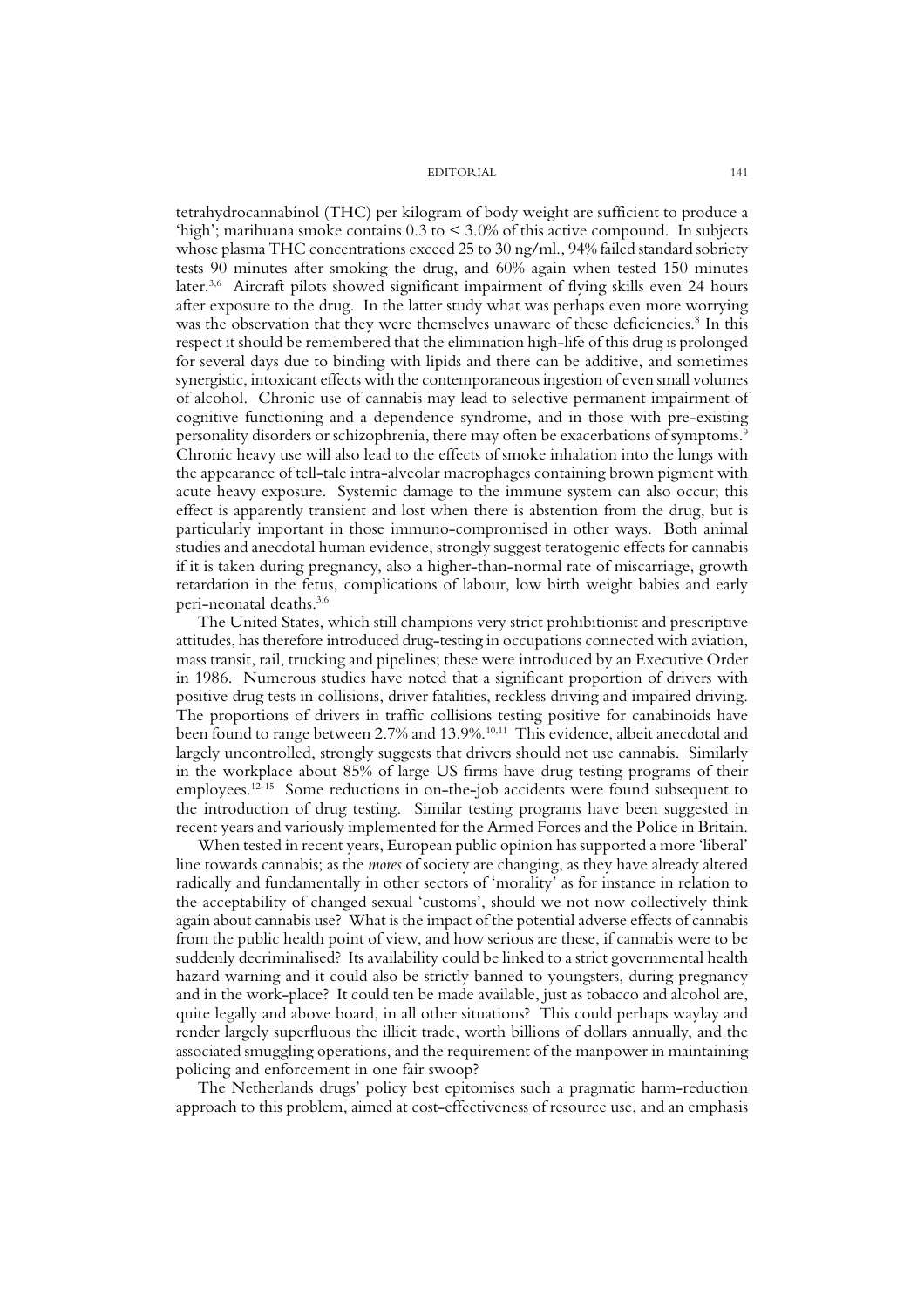tetrahydrocannabinol (THC) per kilogram of body weight are sufficient to produce a 'high'; marihuana smoke contains 0.3 to < 3.0% of this active compound. In subjects whose plasma THC concentrations exceed 25 to 30 ng/ml., 94% failed standard sobriety tests 90 minutes after smoking the drug, and 60% again when tested 150 minutes later.[3,6] Aircraft pilots showed significant impairment of flying skills even 24 hours after exposure to the drug. In the latter study what was perhaps even more worrying was the observation that they were themselves unaware of these deficiencies.[8] In this respect it should be remembered that the elimination high-life of this drug is prolonged for several days due to binding with lipids and there can be additive, and sometimes synergistic, intoxicant effects with the contemporaneous ingestion of even small volumes of alcohol. Chronic use of cannabis may lead to selective permanent impairment of cognitive functioning and a dependence syndrome, and in those with pre-existing personality disorders or schizophrenia, there may often be exacerbations of symptoms.[9] Chronic heavy use will also lead to the effects of smoke inhalation into the lungs with the appearance of tell-tale intra-alveolar macrophages containing brown pigment with acute heavy exposure. Systemic damage to the immune system can also occur; this effect is apparently transient and lost when there is abstention from the drug, but is particularly important in those immuno-compromised in other ways. Both animal studies and anecdotal human evidence, strongly suggest teratogenic effects for cannabis if it is taken during pregnancy, also a higher-than-normal rate of miscarriage, growth retardation in the fetus, complications of labour, low birth weight babies and early peri-neonatal deaths.[3,6]

The United States, which still champions very strict prohibitionist and prescriptive attitudes, has therefore introduced drug-testing in occupations connected with aviation, mass transit, rail, trucking and pipelines; these were introduced by an Executive Order in 1986. Numerous studies have noted that a significant proportion of drivers with positive drug tests in collisions, driver fatalities, reckless driving and impaired driving. The proportions of drivers in traffic collisions testing positive for canabinoids have been found to range between 2.7% and 13.9%.[10,11] This evidence, albeit anecdotal and largely uncontrolled, strongly suggests that drivers should not use cannabis. Similarly in the workplace about 85% of large US firms have drug testing programs of their employees.[12-15] Some reductions in on-the-job accidents were found subsequent to the introduction of drug testing. Similar testing programs have been suggested in recent years and variously implemented for the Armed Forces and the Police in Britain.

When tested in recent years, European public opinion has supported a more 'liberal' line towards cannabis; as the *mores* of society are changing, as they have already altered radically and fundamentally in other sectors of 'morality' as for instance in relation to the acceptability of changed sexual 'customs', should we not now collectively think again about cannabis use? What is the impact of the potential adverse effects of cannabis from the public health point of view, and how serious are these, if cannabis were to be suddenly decriminalised? Its availability could be linked to a strict governmental health hazard warning and it could also be strictly banned to youngsters, during pregnancy and in the work-place? It could ten be made available, just as tobacco and alcohol are, quite legally and above board, in all other situations? This could perhaps waylay and render largely superfluous the illicit trade, worth billions of dollars annually, and the associated smuggling operations, and the requirement of the manpower in maintaining policing and enforcement in one fair swoop?

The Netherlands drugs' policy best epitomises such a pragmatic harm-reduction approach to this problem, aimed at cost-effectiveness of resource use, and an emphasis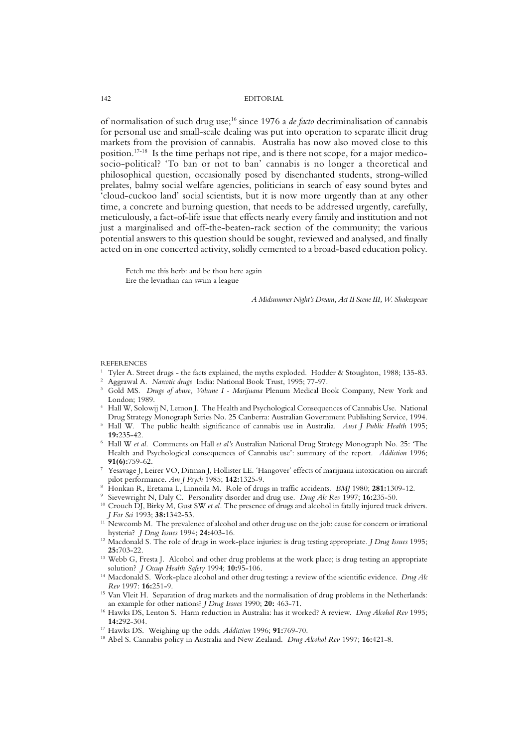of normalisation of such drug use;[16] since 1976 a *de facto* decriminalisation of cannabis for personal use and small-scale dealing was put into operation to separate illicit drug markets from the provision of cannabis. Australia has now also moved close to this position.[17-18] Is the time perhaps not ripe, and is there not scope, for a major medico-socio-political? 'To ban or not to ban' cannabis is no longer a theoretical and philosophical question, occasionally posed by disenchanted students, strong-willed prelates, balmy social welfare agencies, politicians in search of easy sound bytes and 'cloud-cuckoo land' social scientists, but it is now more urgently than at any other time, a concrete and burning question, that needs to be addressed urgently, carefully, meticulously, a fact-of-life issue that effects nearly every family and institution and not just a marginalised and off-the-beaten-rack section of the community; the various potential answers to this question should be sought, reviewed and analysed, and finally acted on in one concerted activity, solidly cemented to a broad-based education policy.

> Fetch me this herb: and be thou here again
> Ere the leviathan can swim a league
>
> *A Midsummer Night's Dream, Act II Scene III, W. Shakespeare*

REFERENCES

1. Tyler A. Street drugs - the facts explained, the myths exploded. Hodder & Stoughton, 1988; 135-83.
2. Aggrawal A. *Narcotic drugs* India: National Book Trust, 1995; 77-97.
3. Gold MS. *Drugs of abuse, Volume I - Marijuana* Plenum Medical Book Company, New York and London; 1989.
4. Hall W, Solowij N, Lemon J. The Health and Psychological Consequences of Cannabis Use. National Drug Strategy Monograph Series No. 25 Canberra: Australian Government Publishing Service, 1994.
5. Hall W. The public health significance of cannabis use in Australia. *Aust J Public Health* 1995; **19:**235-42.
6. Hall W *et al.* Comments on Hall *et al's* Australian National Drug Strategy Monograph No. 25: 'The Health and Psychological consequences of Cannabis use': summary of the report. *Addiction* 1996; **91(6):**759-62.
7. Yesavage J, Leirer VO, Ditman J, Hollister LE. 'Hangover' effects of marijuana intoxication on aircraft pilot performance. *Am J Psych* 1985; **142:**1325-9.
8. Honkan R, Eretama L, Linnoila M. Role of drugs in traffic accidents. *BMJ* 1980; **281:**1309-12.
9. Sievewright N, Daly C. Personality disorder and drug use. *Drug Alc Rev* 1997; **16:**235-50.
10. Crouch DJ, Birky M, Gust SW *et al.* The presence of drugs and alcohol in fatally injured truck drivers. *J For Sci* 1993; **38:**1342-53.
11. Newcomb M. The prevalence of alcohol and other drug use on the job: cause for concern or irrational hysteria? *J Drug Issues* 1994; **24:**403-16.
12. Macdonald S. The role of drugs in work-place injuries: is drug testing appropriate. *J Drug Issues* 1995; **25:**703-22.
13. Webb G, Fresta J. Alcohol and other drug problems at the work place; is drug testing an appropriate solution? *J Occup Health Safety* 1994; **10:**95-106.
14. Macdonald S. Work-place alcohol and other drug testing: a review of the scientific evidence. *Drug Alc Rev* 1997: **16:**251-9.
15. Van Vleit H. Separation of drug markets and the normalisation of drug problems in the Netherlands: an example for other nations? *J Drug Issues* 1990; **20:** 463-71.
16. Hawks DS, Lenton S. Harm reduction in Australia: has it worked? A review. *Drug Alcohol Rev* 1995; **14:**292-304.
17. Hawks DS. Weighing up the odds. *Addiction* 1996; **91:**769-70.
18. Abel S. Cannabis policy in Australia and New Zealand. *Drug Alcohol Rev* 1997; **16:**421-8.